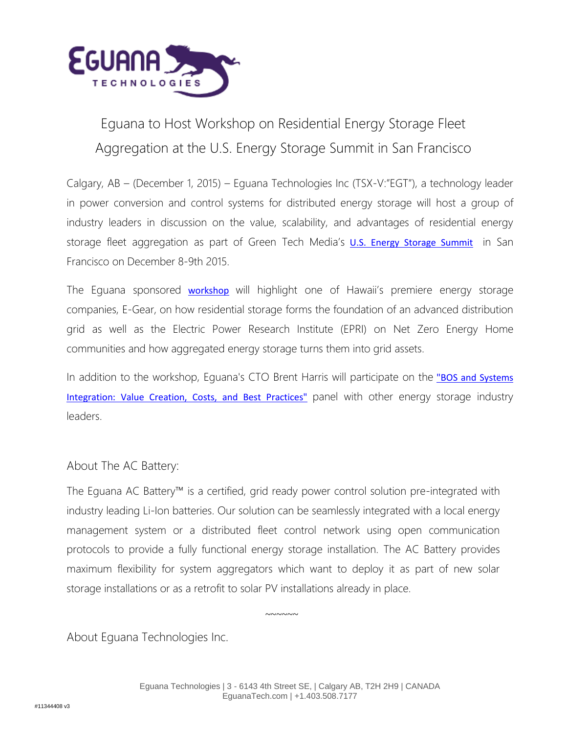# Eguana to Host Workshop on Residential Energy Storage Fleet Aggregation at the U.S. Energy Storage Summit in San Francisco

Calgary, AB – (December 1, 2015) – Eguana Technologies Inc (TSX-V:"EGT"), a technology leader in power conversion and control systems for distributed energy storage will host a group of industry leaders in discussion on the value, scalability, and advantages of residential energy storage fleet aggregation as part of Green Tech Media's U.S. Energy Storage Summit in San Francisco on December 8-9th 2015.

The Eguana sponsored workshop will highlight one of Hawaii's premiere energy storage companies, E-Gear, on how residential storage forms the foundation of an advanced distribution grid as well as the Electric Power Research Institute (EPRI) on Net Zero Energy Home communities and how aggregated energy storage turns them into grid assets.

In addition to the workshop, Eguana's CTO Brent Harris will participate on the "BOS and Systems Integration: Value Creation, Costs, and Best Practices" panel with other energy storage industry leaders.

## About The AC Battery:

The Eguana AC Battery™ is a certified, grid ready power control solution pre-integrated with industry leading Li-Ion batteries. Our solution can be seamlessly integrated with a local energy management system or a distributed fleet control network using open communication protocols to provide a fully functional energy storage installation. The AC Battery provides maximum flexibility for system aggregators which want to deploy it as part of new solar storage installations or as a retrofit to solar PV installations already in place.

~~~~~~

## About Eguana Technologies Inc.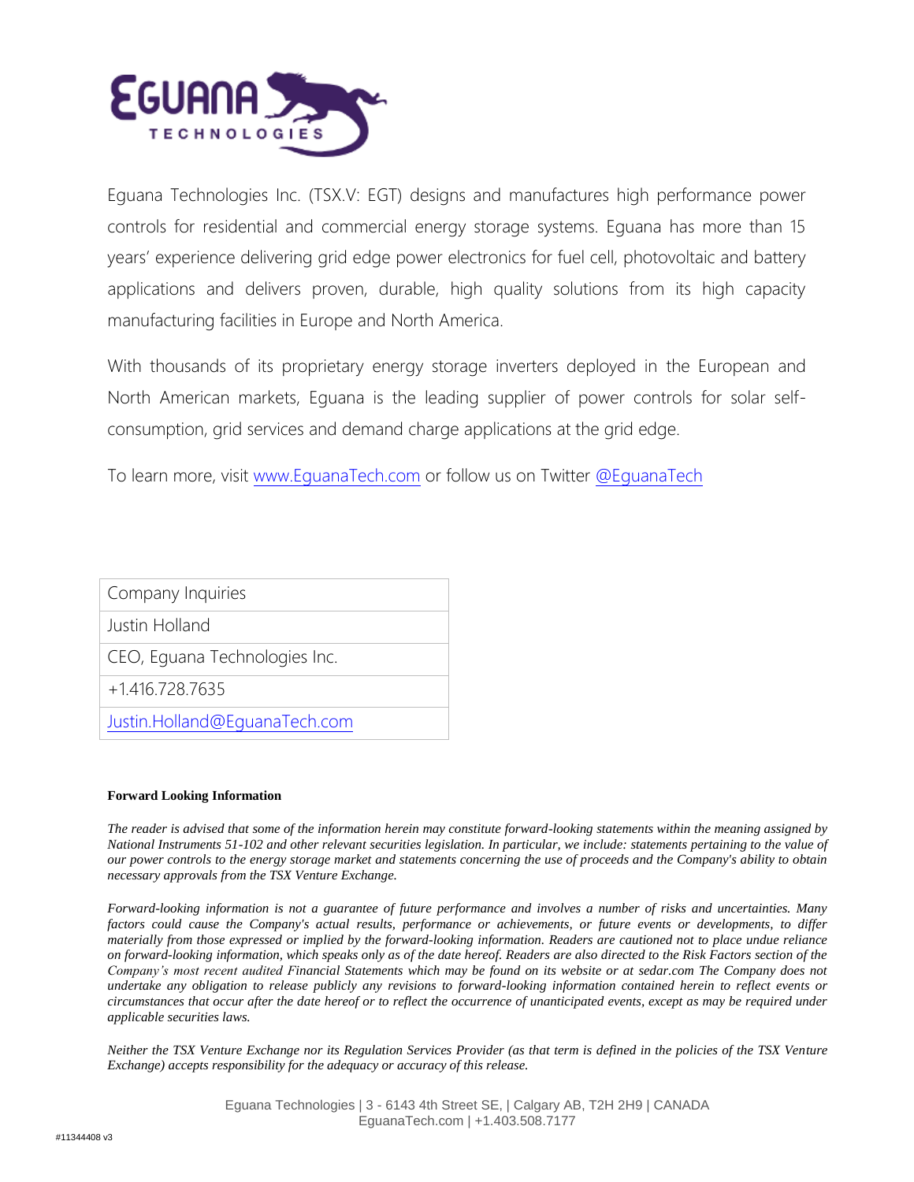Eguana Technologies Inc. (TSX.V: EGT) designs and manufactures high performance power controls for residential and commercial energy storage systems. Eguana has more than 15 years' experience delivering grid edge power electronics for fuel cell, photovoltaic and battery applications and delivers proven, durable, high quality solutions from its high capacity manufacturing facilities in Europe and North America.

With thousands of its proprietary energy storage inverters deployed in the European and North American markets, Eguana is the leading supplier of power controls for solar self-consumption, grid services and demand charge applications at the grid edge.

To learn more, visit [www.EguanaTech.com](http://www.EguanaTech.com) or follow us on Twitter [@EguanaTech](https://twitter.com/EguanaTech)

| Company Inquiries |
|---|
| Justin Holland |
| CEO, Eguana Technologies Inc. |
| +1.416.728.7635 |
| [Justin.Holland@EguanaTech.com](mailto:Justin.Holland@EguanaTech.com) |

**Forward Looking Information**

*The reader is advised that some of the information herein may constitute forward-looking statements within the meaning assigned by National Instruments 51-102 and other relevant securities legislation. In particular, we include: statements pertaining to the value of our power controls to the energy storage market and statements concerning the use of proceeds and the Company's ability to obtain necessary approvals from the TSX Venture Exchange.*

*Forward-looking information is not a guarantee of future performance and involves a number of risks and uncertainties. Many factors could cause the Company's actual results, performance or achievements, or future events or developments, to differ materially from those expressed or implied by the forward-looking information. Readers are cautioned not to place undue reliance on forward-looking information, which speaks only as of the date hereof. Readers are also directed to the Risk Factors section of the Company's most recent audited Financial Statements which may be found on its website or at sedar.com The Company does not undertake any obligation to release publicly any revisions to forward-looking information contained herein to reflect events or circumstances that occur after the date hereof or to reflect the occurrence of unanticipated events, except as may be required under applicable securities laws.*

*Neither the TSX Venture Exchange nor its Regulation Services Provider (as that term is defined in the policies of the TSX Venture Exchange) accepts responsibility for the adequacy or accuracy of this release.*

Eguana Technologies | 3 - 6143 4th Street SE, | Calgary AB, T2H 2H9 | CANADA
EguanaTech.com | +1.403.508.7177

#11344408 v3